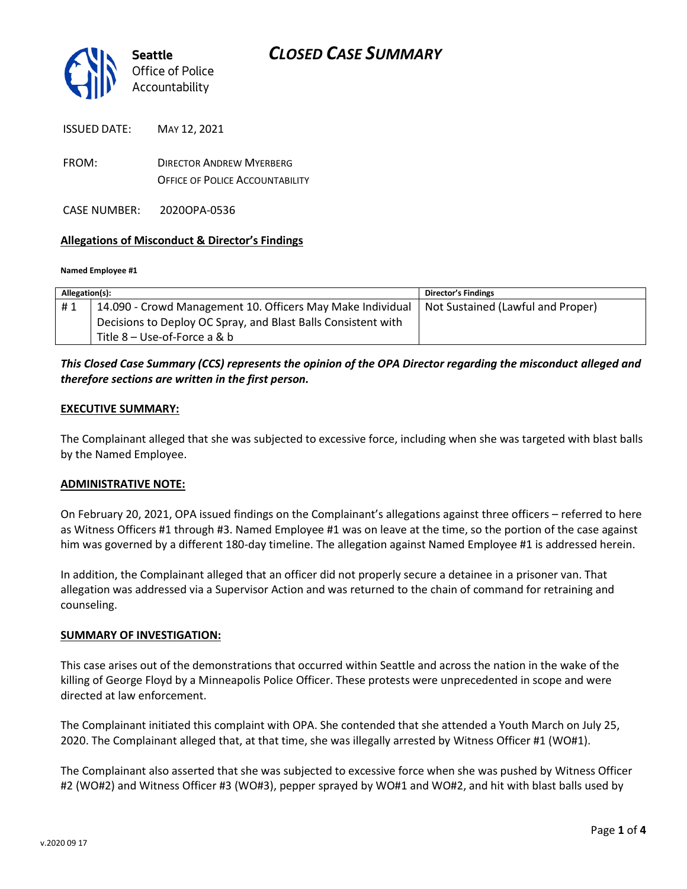Seattle Office of Police Accountability

# CLOSED CASE SUMMARY

ISSUED DATE: MAY 12, 2021

FROM: DIRECTOR ANDREW MYERBERG
OFFICE OF POLICE ACCOUNTABILITY

CASE NUMBER: 2020OPA-0536

**Allegations of Misconduct & Director's Findings**

**Named Employee #1**

| Allegation(s): | | Director's Findings |
|---|---|---|
| # 1 | 14.090 - Crowd Management 10. Officers May Make Individual Decisions to Deploy OC Spray, and Blast Balls Consistent with Title 8 – Use-of-Force a & b | Not Sustained (Lawful and Proper) |

***This Closed Case Summary (CCS) represents the opinion of the OPA Director regarding the misconduct alleged and therefore sections are written in the first person.***

**EXECUTIVE SUMMARY:**

The Complainant alleged that she was subjected to excessive force, including when she was targeted with blast balls by the Named Employee.

**ADMINISTRATIVE NOTE:**

On February 20, 2021, OPA issued findings on the Complainant's allegations against three officers – referred to here as Witness Officers #1 through #3. Named Employee #1 was on leave at the time, so the portion of the case against him was governed by a different 180-day timeline. The allegation against Named Employee #1 is addressed herein.

In addition, the Complainant alleged that an officer did not properly secure a detainee in a prisoner van. That allegation was addressed via a Supervisor Action and was returned to the chain of command for retraining and counseling.

**SUMMARY OF INVESTIGATION:**

This case arises out of the demonstrations that occurred within Seattle and across the nation in the wake of the killing of George Floyd by a Minneapolis Police Officer. These protests were unprecedented in scope and were directed at law enforcement.

The Complainant initiated this complaint with OPA. She contended that she attended a Youth March on July 25, 2020. The Complainant alleged that, at that time, she was illegally arrested by Witness Officer #1 (WO#1).

The Complainant also asserted that she was subjected to excessive force when she was pushed by Witness Officer #2 (WO#2) and Witness Officer #3 (WO#3), pepper sprayed by WO#1 and WO#2, and hit with blast balls used by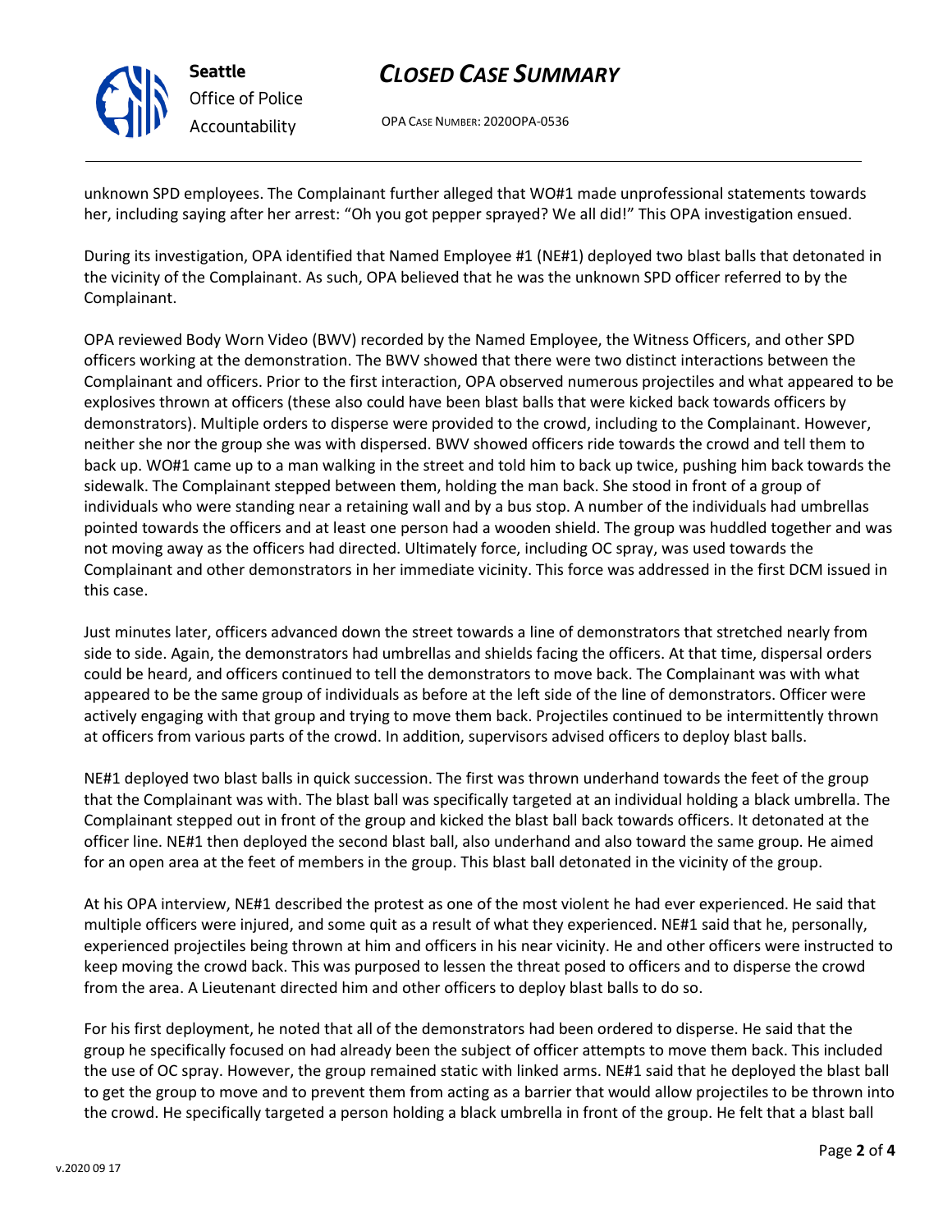unknown SPD employees. The Complainant further alleged that WO#1 made unprofessional statements towards her, including saying after her arrest: "Oh you got pepper sprayed? We all did!" This OPA investigation ensued.

During its investigation, OPA identified that Named Employee #1 (NE#1) deployed two blast balls that detonated in the vicinity of the Complainant. As such, OPA believed that he was the unknown SPD officer referred to by the Complainant.

OPA reviewed Body Worn Video (BWV) recorded by the Named Employee, the Witness Officers, and other SPD officers working at the demonstration. The BWV showed that there were two distinct interactions between the Complainant and officers. Prior to the first interaction, OPA observed numerous projectiles and what appeared to be explosives thrown at officers (these also could have been blast balls that were kicked back towards officers by demonstrators). Multiple orders to disperse were provided to the crowd, including to the Complainant. However, neither she nor the group she was with dispersed. BWV showed officers ride towards the crowd and tell them to back up. WO#1 came up to a man walking in the street and told him to back up twice, pushing him back towards the sidewalk. The Complainant stepped between them, holding the man back. She stood in front of a group of individuals who were standing near a retaining wall and by a bus stop. A number of the individuals had umbrellas pointed towards the officers and at least one person had a wooden shield. The group was huddled together and was not moving away as the officers had directed. Ultimately force, including OC spray, was used towards the Complainant and other demonstrators in her immediate vicinity. This force was addressed in the first DCM issued in this case.

Just minutes later, officers advanced down the street towards a line of demonstrators that stretched nearly from side to side. Again, the demonstrators had umbrellas and shields facing the officers. At that time, dispersal orders could be heard, and officers continued to tell the demonstrators to move back. The Complainant was with what appeared to be the same group of individuals as before at the left side of the line of demonstrators. Officer were actively engaging with that group and trying to move them back. Projectiles continued to be intermittently thrown at officers from various parts of the crowd. In addition, supervisors advised officers to deploy blast balls.

NE#1 deployed two blast balls in quick succession. The first was thrown underhand towards the feet of the group that the Complainant was with. The blast ball was specifically targeted at an individual holding a black umbrella. The Complainant stepped out in front of the group and kicked the blast ball back towards officers. It detonated at the officer line. NE#1 then deployed the second blast ball, also underhand and also toward the same group. He aimed for an open area at the feet of members in the group. This blast ball detonated in the vicinity of the group.

At his OPA interview, NE#1 described the protest as one of the most violent he had ever experienced. He said that multiple officers were injured, and some quit as a result of what they experienced. NE#1 said that he, personally, experienced projectiles being thrown at him and officers in his near vicinity. He and other officers were instructed to keep moving the crowd back. This was purposed to lessen the threat posed to officers and to disperse the crowd from the area. A Lieutenant directed him and other officers to deploy blast balls to do so.

For his first deployment, he noted that all of the demonstrators had been ordered to disperse. He said that the group he specifically focused on had already been the subject of officer attempts to move them back. This included the use of OC spray. However, the group remained static with linked arms. NE#1 said that he deployed the blast ball to get the group to move and to prevent them from acting as a barrier that would allow projectiles to be thrown into the crowd. He specifically targeted a person holding a black umbrella in front of the group. He felt that a blast ball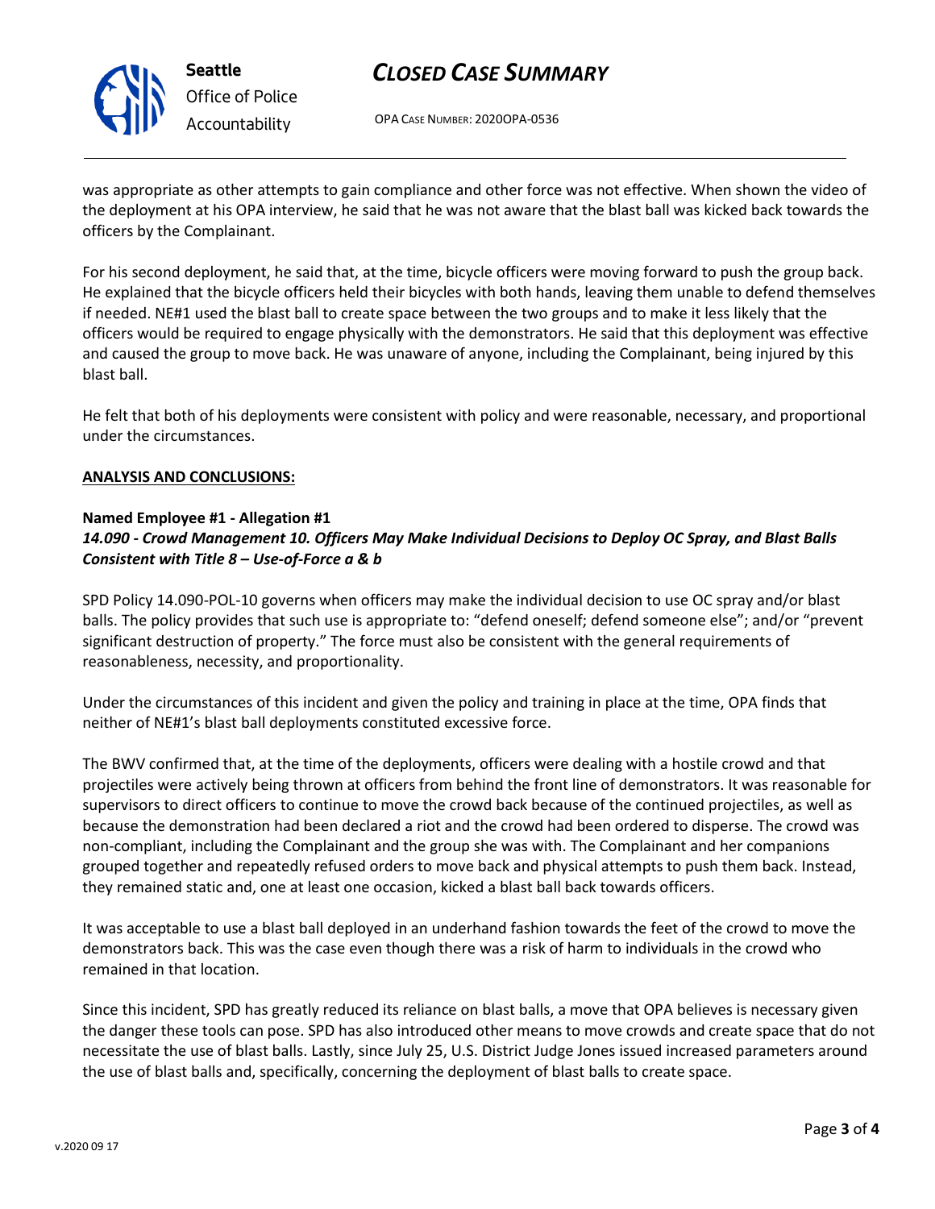was appropriate as other attempts to gain compliance and other force was not effective. When shown the video of the deployment at his OPA interview, he said that he was not aware that the blast ball was kicked back towards the officers by the Complainant.

For his second deployment, he said that, at the time, bicycle officers were moving forward to push the group back. He explained that the bicycle officers held their bicycles with both hands, leaving them unable to defend themselves if needed. NE#1 used the blast ball to create space between the two groups and to make it less likely that the officers would be required to engage physically with the demonstrators. He said that this deployment was effective and caused the group to move back. He was unaware of anyone, including the Complainant, being injured by this blast ball.

He felt that both of his deployments were consistent with policy and were reasonable, necessary, and proportional under the circumstances.

**ANALYSIS AND CONCLUSIONS:**

**Named Employee #1 - Allegation #1**
***14.090 - Crowd Management 10. Officers May Make Individual Decisions to Deploy OC Spray, and Blast Balls Consistent with Title 8 – Use-of-Force a & b***

SPD Policy 14.090-POL-10 governs when officers may make the individual decision to use OC spray and/or blast balls. The policy provides that such use is appropriate to: "defend oneself; defend someone else"; and/or "prevent significant destruction of property." The force must also be consistent with the general requirements of reasonableness, necessity, and proportionality.

Under the circumstances of this incident and given the policy and training in place at the time, OPA finds that neither of NE#1's blast ball deployments constituted excessive force.

The BWV confirmed that, at the time of the deployments, officers were dealing with a hostile crowd and that projectiles were actively being thrown at officers from behind the front line of demonstrators. It was reasonable for supervisors to direct officers to continue to move the crowd back because of the continued projectiles, as well as because the demonstration had been declared a riot and the crowd had been ordered to disperse. The crowd was non-compliant, including the Complainant and the group she was with. The Complainant and her companions grouped together and repeatedly refused orders to move back and physical attempts to push them back. Instead, they remained static and, one at least one occasion, kicked a blast ball back towards officers.

It was acceptable to use a blast ball deployed in an underhand fashion towards the feet of the crowd to move the demonstrators back. This was the case even though there was a risk of harm to individuals in the crowd who remained in that location.

Since this incident, SPD has greatly reduced its reliance on blast balls, a move that OPA believes is necessary given the danger these tools can pose. SPD has also introduced other means to move crowds and create space that do not necessitate the use of blast balls. Lastly, since July 25, U.S. District Judge Jones issued increased parameters around the use of blast balls and, specifically, concerning the deployment of blast balls to create space.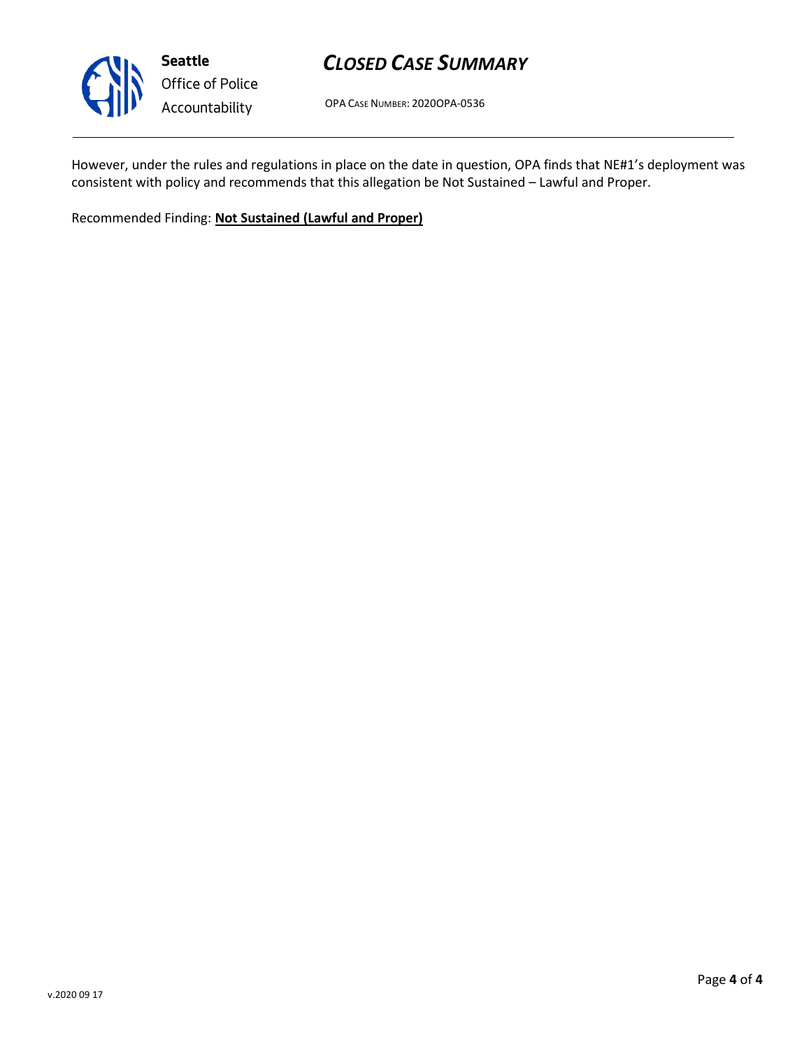However, under the rules and regulations in place on the date in question, OPA finds that NE#1's deployment was consistent with policy and recommends that this allegation be Not Sustained – Lawful and Proper.

Recommended Finding: **Not Sustained (Lawful and Proper)**